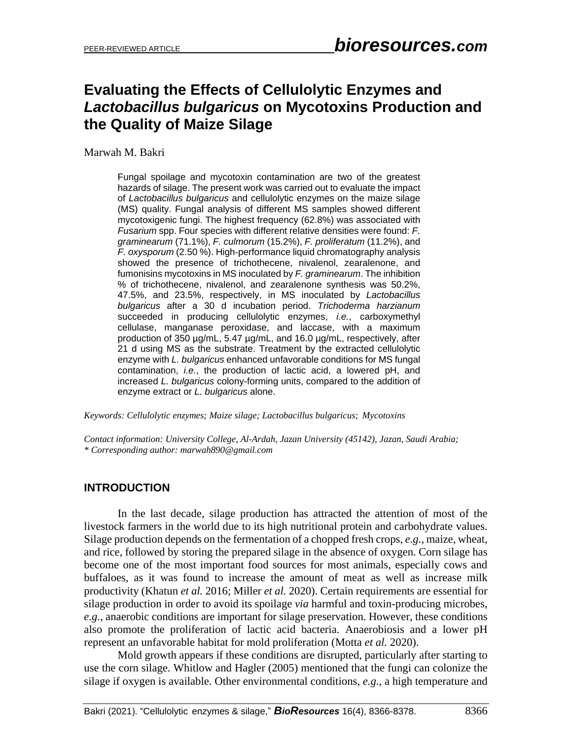# Evaluating the Effects of Cellulolytic Enzymes and *Lactobacillus bulgaricus* on Mycotoxins Production and the Quality of Maize Silage

Marwah M. Bakri

Fungal spoilage and mycotoxin contamination are two of the greatest hazards of silage. The present work was carried out to evaluate the impact of *Lactobacillus bulgaricus* and cellulolytic enzymes on the maize silage (MS) quality. Fungal analysis of different MS samples showed different mycotoxigenic fungi. The highest frequency (62.8%) was associated with *Fusarium* spp. Four species with different relative densities were found: *F. graminearum* (71.1%), *F. culmorum* (15.2%), *F. proliferatum* (11.2%), and *F. oxysporum* (2.50 %). High-performance liquid chromatography analysis showed the presence of trichothecene, nivalenol, zearalenone, and fumonisins mycotoxins in MS inoculated by *F. graminearum*. The inhibition % of trichothecene, nivalenol, and zearalenone synthesis was 50.2%, 47.5%, and 23.5%, respectively, in MS inoculated by *Lactobacillus bulgaricus* after a 30 d incubation period. *Trichoderma harzianum* succeeded in producing cellulolytic enzymes, *i.e.*, carboxymethyl cellulase, manganase peroxidase, and laccase, with a maximum production of 350 µg/mL, 5.47 µg/mL, and 16.0 µg/mL, respectively, after 21 d using MS as the substrate. Treatment by the extracted cellulolytic enzyme with *L. bulgaricus* enhanced unfavorable conditions for MS fungal contamination, *i.e.*, the production of lactic acid, a lowered pH, and increased *L. bulgaricus* colony-forming units, compared to the addition of enzyme extract or *L. bulgaricus* alone.

*Keywords: Cellulolytic enzymes; Maize silage; Lactobacillus bulgaricus; Mycotoxins*

*Contact information: University College, Al-Ardah, Jazan University (45142), Jazan, Saudi Arabia;*
*\* Corresponding author: marwah890@gmail.com*

## INTRODUCTION

In the last decade, silage production has attracted the attention of most of the livestock farmers in the world due to its high nutritional protein and carbohydrate values. Silage production depends on the fermentation of a chopped fresh crops, *e.g.*, maize, wheat, and rice, followed by storing the prepared silage in the absence of oxygen. Corn silage has become one of the most important food sources for most animals, especially cows and buffaloes, as it was found to increase the amount of meat as well as increase milk productivity (Khatun *et al.* 2016; Miller *et al.* 2020). Certain requirements are essential for silage production in order to avoid its spoilage *via* harmful and toxin-producing microbes, *e.g.*, anaerobic conditions are important for silage preservation. However, these conditions also promote the proliferation of lactic acid bacteria. Anaerobiosis and a lower pH represent an unfavorable habitat for mold proliferation (Motta *et al.* 2020).

Mold growth appears if these conditions are disrupted, particularly after starting to use the corn silage. Whitlow and Hagler (2005) mentioned that the fungi can colonize the silage if oxygen is available. Other environmental conditions, *e.g.*, a high temperature and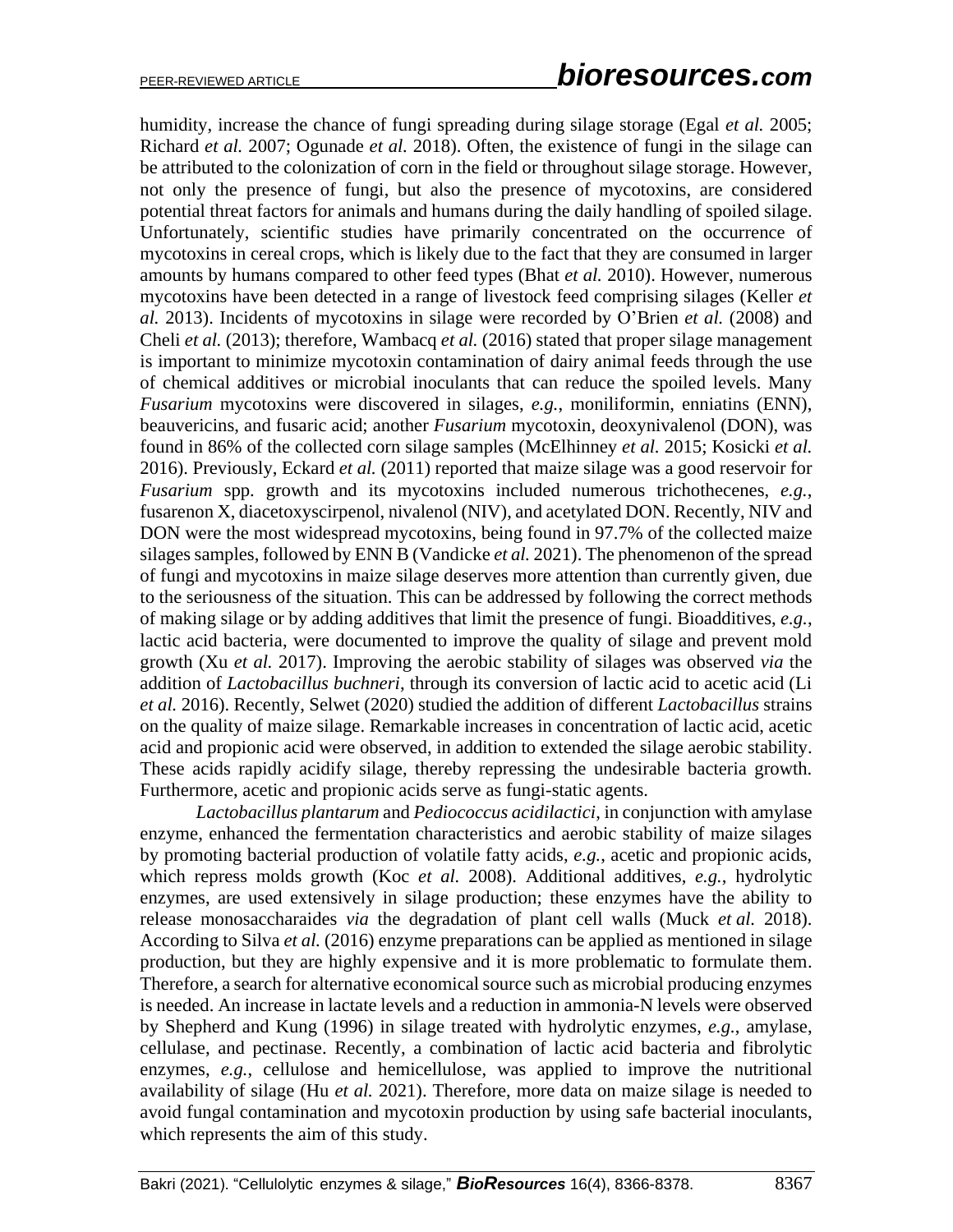humidity, increase the chance of fungi spreading during silage storage (Egal *et al.* 2005; Richard *et al.* 2007; Ogunade *et al.* 2018). Often, the existence of fungi in the silage can be attributed to the colonization of corn in the field or throughout silage storage. However, not only the presence of fungi, but also the presence of mycotoxins, are considered potential threat factors for animals and humans during the daily handling of spoiled silage. Unfortunately, scientific studies have primarily concentrated on the occurrence of mycotoxins in cereal crops, which is likely due to the fact that they are consumed in larger amounts by humans compared to other feed types (Bhat *et al.* 2010). However, numerous mycotoxins have been detected in a range of livestock feed comprising silages (Keller *et al.* 2013). Incidents of mycotoxins in silage were recorded by O'Brien *et al.* (2008) and Cheli *et al.* (2013); therefore, Wambacq *et al.* (2016) stated that proper silage management is important to minimize mycotoxin contamination of dairy animal feeds through the use of chemical additives or microbial inoculants that can reduce the spoiled levels. Many *Fusarium* mycotoxins were discovered in silages, *e.g.*, moniliformin, enniatins (ENN), beauvericins, and fusaric acid; another *Fusarium* mycotoxin, deoxynivalenol (DON), was found in 86% of the collected corn silage samples (McElhinney *et al.* 2015; Kosicki *et al.* 2016). Previously, Eckard *et al.* (2011) reported that maize silage was a good reservoir for *Fusarium* spp. growth and its mycotoxins included numerous trichothecenes, *e.g.*, fusarenon X, diacetoxyscirpenol, nivalenol (NIV), and acetylated DON. Recently, NIV and DON were the most widespread mycotoxins, being found in 97.7% of the collected maize silages samples, followed by ENN B (Vandicke *et al.* 2021). The phenomenon of the spread of fungi and mycotoxins in maize silage deserves more attention than currently given, due to the seriousness of the situation. This can be addressed by following the correct methods of making silage or by adding additives that limit the presence of fungi. Bioadditives, *e.g.*, lactic acid bacteria, were documented to improve the quality of silage and prevent mold growth (Xu *et al.* 2017). Improving the aerobic stability of silages was observed *via* the addition of *Lactobacillus buchneri*, through its conversion of lactic acid to acetic acid (Li *et al.* 2016). Recently, Selwet (2020) studied the addition of different *Lactobacillus* strains on the quality of maize silage. Remarkable increases in concentration of lactic acid, acetic acid and propionic acid were observed, in addition to extended the silage aerobic stability. These acids rapidly acidify silage, thereby repressing the undesirable bacteria growth. Furthermore, acetic and propionic acids serve as fungi-static agents.

*Lactobacillus plantarum* and *Pediococcus acidilactici*, in conjunction with amylase enzyme, enhanced the fermentation characteristics and aerobic stability of maize silages by promoting bacterial production of volatile fatty acids, *e.g.*, acetic and propionic acids, which repress molds growth (Koc *et al.* 2008). Additional additives, *e.g.*, hydrolytic enzymes, are used extensively in silage production; these enzymes have the ability to release monosaccharaides *via* the degradation of plant cell walls (Muck *et al.* 2018). According to Silva *et al.* (2016) enzyme preparations can be applied as mentioned in silage production, but they are highly expensive and it is more problematic to formulate them. Therefore, a search for alternative economical source such as microbial producing enzymes is needed. An increase in lactate levels and a reduction in ammonia-N levels were observed by Shepherd and Kung (1996) in silage treated with hydrolytic enzymes, *e.g.*, amylase, cellulase, and pectinase. Recently, a combination of lactic acid bacteria and fibrolytic enzymes, *e.g.*, cellulose and hemicellulose, was applied to improve the nutritional availability of silage (Hu *et al.* 2021). Therefore, more data on maize silage is needed to avoid fungal contamination and mycotoxin production by using safe bacterial inoculants, which represents the aim of this study.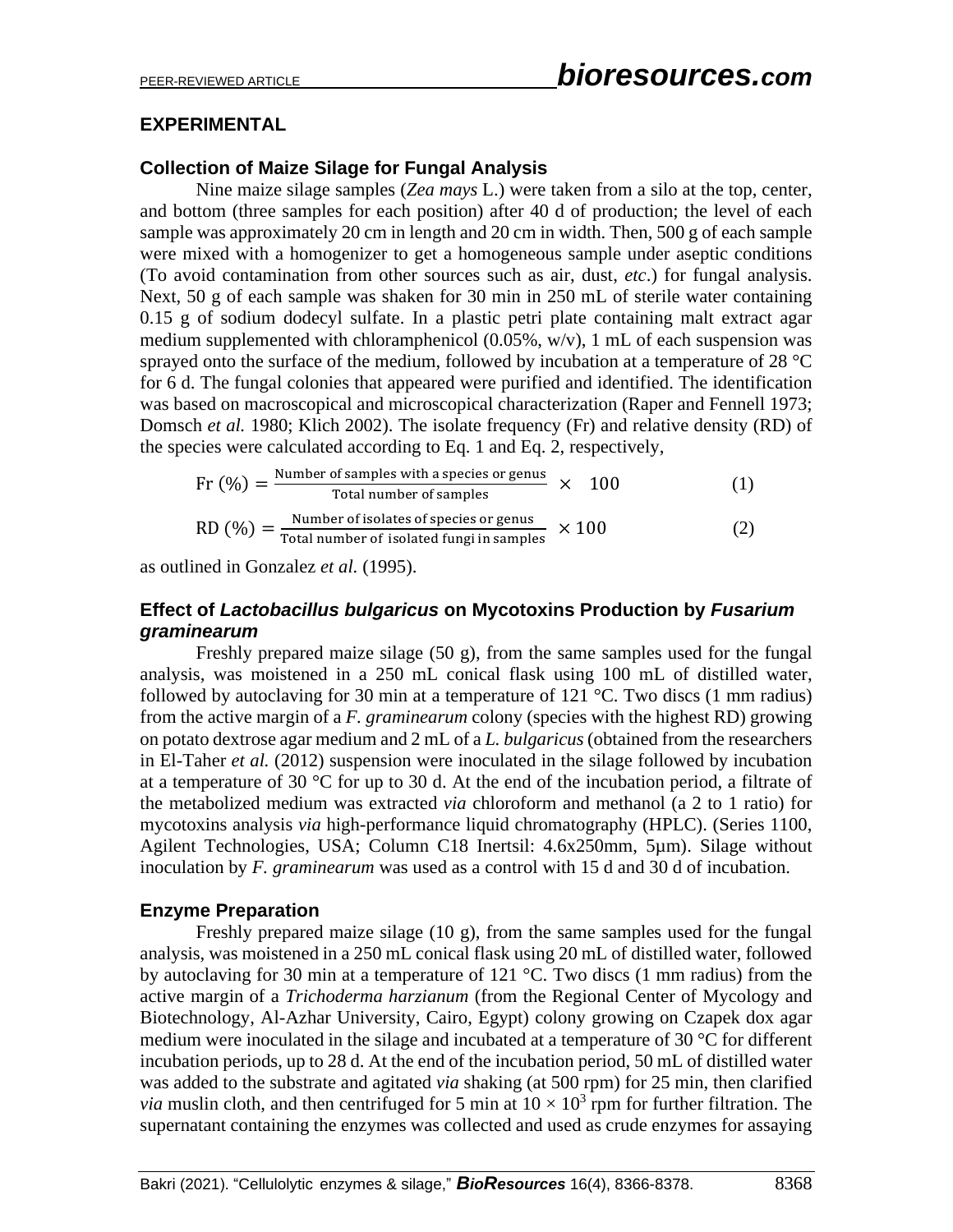## EXPERIMENTAL

### Collection of Maize Silage for Fungal Analysis

Nine maize silage samples (*Zea mays* L.) were taken from a silo at the top, center, and bottom (three samples for each position) after 40 d of production; the level of each sample was approximately 20 cm in length and 20 cm in width. Then, 500 g of each sample were mixed with a homogenizer to get a homogeneous sample under aseptic conditions (To avoid contamination from other sources such as air, dust, *etc*.) for fungal analysis. Next, 50 g of each sample was shaken for 30 min in 250 mL of sterile water containing 0.15 g of sodium dodecyl sulfate. In a plastic petri plate containing malt extract agar medium supplemented with chloramphenicol (0.05%, w/v), 1 mL of each suspension was sprayed onto the surface of the medium, followed by incubation at a temperature of 28 °C for 6 d. The fungal colonies that appeared were purified and identified. The identification was based on macroscopical and microscopical characterization (Raper and Fennell 1973; Domsch *et al.* 1980; Klich 2002). The isolate frequency (Fr) and relative density (RD) of the species were calculated according to Eq. 1 and Eq. 2, respectively,

$$\text{Fr (\%)} = \frac{\text{Number of samples with a species or genus}}{\text{Total number of samples}} \times 100 \tag{1}$$

$$\text{RD (\%)} = \frac{\text{Number of isolates of species or genus}}{\text{Total number of isolated fungi in samples}} \times 100 \tag{2}$$

as outlined in Gonzalez *et al*. (1995).

### Effect of *Lactobacillus bulgaricus* on Mycotoxins Production by *Fusarium graminearum*

Freshly prepared maize silage (50 g), from the same samples used for the fungal analysis, was moistened in a 250 mL conical flask using 100 mL of distilled water, followed by autoclaving for 30 min at a temperature of 121 °C. Two discs (1 mm radius) from the active margin of a *F. graminearum* colony (species with the highest RD) growing on potato dextrose agar medium and 2 mL of a *L. bulgaricus* (obtained from the researchers in El-Taher *et al.* (2012) suspension were inoculated in the silage followed by incubation at a temperature of 30 °C for up to 30 d. At the end of the incubation period, a filtrate of the metabolized medium was extracted *via* chloroform and methanol (a 2 to 1 ratio) for mycotoxins analysis *via* high-performance liquid chromatography (HPLC). (Series 1100, Agilent Technologies, USA; Column C18 Inertsil: 4.6x250mm, 5µm). Silage without inoculation by *F. graminearum* was used as a control with 15 d and 30 d of incubation.

### Enzyme Preparation

Freshly prepared maize silage (10 g), from the same samples used for the fungal analysis, was moistened in a 250 mL conical flask using 20 mL of distilled water, followed by autoclaving for 30 min at a temperature of 121 °C. Two discs (1 mm radius) from the active margin of a *Trichoderma harzianum* (from the Regional Center of Mycology and Biotechnology, Al-Azhar University, Cairo, Egypt) colony growing on Czapek dox agar medium were inoculated in the silage and incubated at a temperature of 30 °C for different incubation periods, up to 28 d. At the end of the incubation period, 50 mL of distilled water was added to the substrate and agitated *via* shaking (at 500 rpm) for 25 min, then clarified *via* muslin cloth, and then centrifuged for 5 min at $10 \times 10^3$ rpm for further filtration. The supernatant containing the enzymes was collected and used as crude enzymes for assaying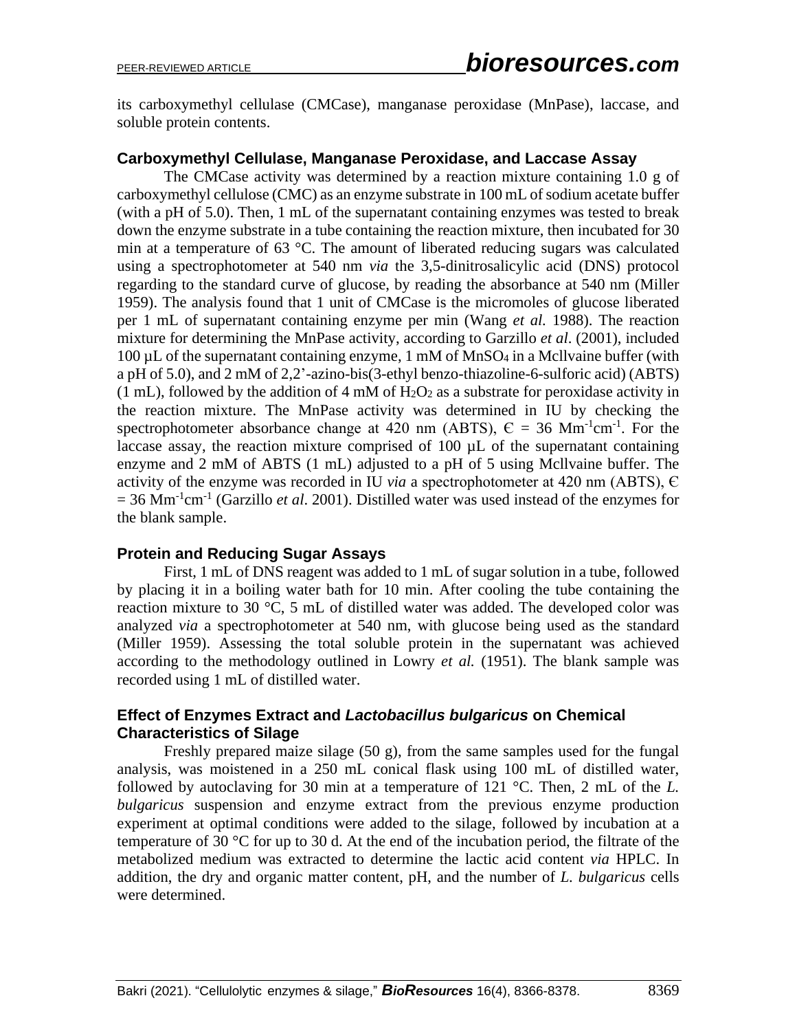its carboxymethyl cellulase (CMCase), manganase peroxidase (MnPase), laccase, and soluble protein contents.

### Carboxymethyl Cellulase, Manganase Peroxidase, and Laccase Assay

The CMCase activity was determined by a reaction mixture containing 1.0 g of carboxymethyl cellulose (CMC) as an enzyme substrate in 100 mL of sodium acetate buffer (with a pH of 5.0). Then, 1 mL of the supernatant containing enzymes was tested to break down the enzyme substrate in a tube containing the reaction mixture, then incubated for 30 min at a temperature of 63 °C. The amount of liberated reducing sugars was calculated using a spectrophotometer at 540 nm *via* the 3,5-dinitrosalicylic acid (DNS) protocol regarding to the standard curve of glucose, by reading the absorbance at 540 nm (Miller 1959). The analysis found that 1 unit of CMCase is the micromoles of glucose liberated per 1 mL of supernatant containing enzyme per min (Wang *et al.* 1988). The reaction mixture for determining the MnPase activity, according to Garzillo *et al*. (2001), included 100 µL of the supernatant containing enzyme, 1 mM of $MnSO_4$ in a Mcllvaine buffer (with a pH of 5.0), and 2 mM of 2,2'-azino-bis(3-ethyl benzo-thiazoline-6-sulforic acid) (ABTS) (1 mL), followed by the addition of 4 mM of $H_2O_2$ as a substrate for peroxidase activity in the reaction mixture. The MnPase activity was determined in IU by checking the spectrophotometer absorbance change at 420 nm (ABTS), $\epsilon = 36\ Mm^{-1}cm^{-1}$. For the laccase assay, the reaction mixture comprised of 100 µL of the supernatant containing enzyme and 2 mM of ABTS (1 mL) adjusted to a pH of 5 using Mcllvaine buffer. The activity of the enzyme was recorded in IU *via* a spectrophotometer at 420 nm (ABTS), $\epsilon = 36\ Mm^{-1}cm^{-1}$ (Garzillo *et al*. 2001). Distilled water was used instead of the enzymes for the blank sample.

### Protein and Reducing Sugar Assays

First, 1 mL of DNS reagent was added to 1 mL of sugar solution in a tube, followed by placing it in a boiling water bath for 10 min. After cooling the tube containing the reaction mixture to 30 °C, 5 mL of distilled water was added. The developed color was analyzed *via* a spectrophotometer at 540 nm, with glucose being used as the standard (Miller 1959). Assessing the total soluble protein in the supernatant was achieved according to the methodology outlined in Lowry *et al.* (1951). The blank sample was recorded using 1 mL of distilled water.

### Effect of Enzymes Extract and *Lactobacillus bulgaricus* on Chemical Characteristics of Silage

Freshly prepared maize silage (50 g), from the same samples used for the fungal analysis, was moistened in a 250 mL conical flask using 100 mL of distilled water, followed by autoclaving for 30 min at a temperature of 121 °C. Then, 2 mL of the *L. bulgaricus* suspension and enzyme extract from the previous enzyme production experiment at optimal conditions were added to the silage, followed by incubation at a temperature of 30 °C for up to 30 d. At the end of the incubation period, the filtrate of the metabolized medium was extracted to determine the lactic acid content *via* HPLC. In addition, the dry and organic matter content, pH, and the number of *L. bulgaricus* cells were determined.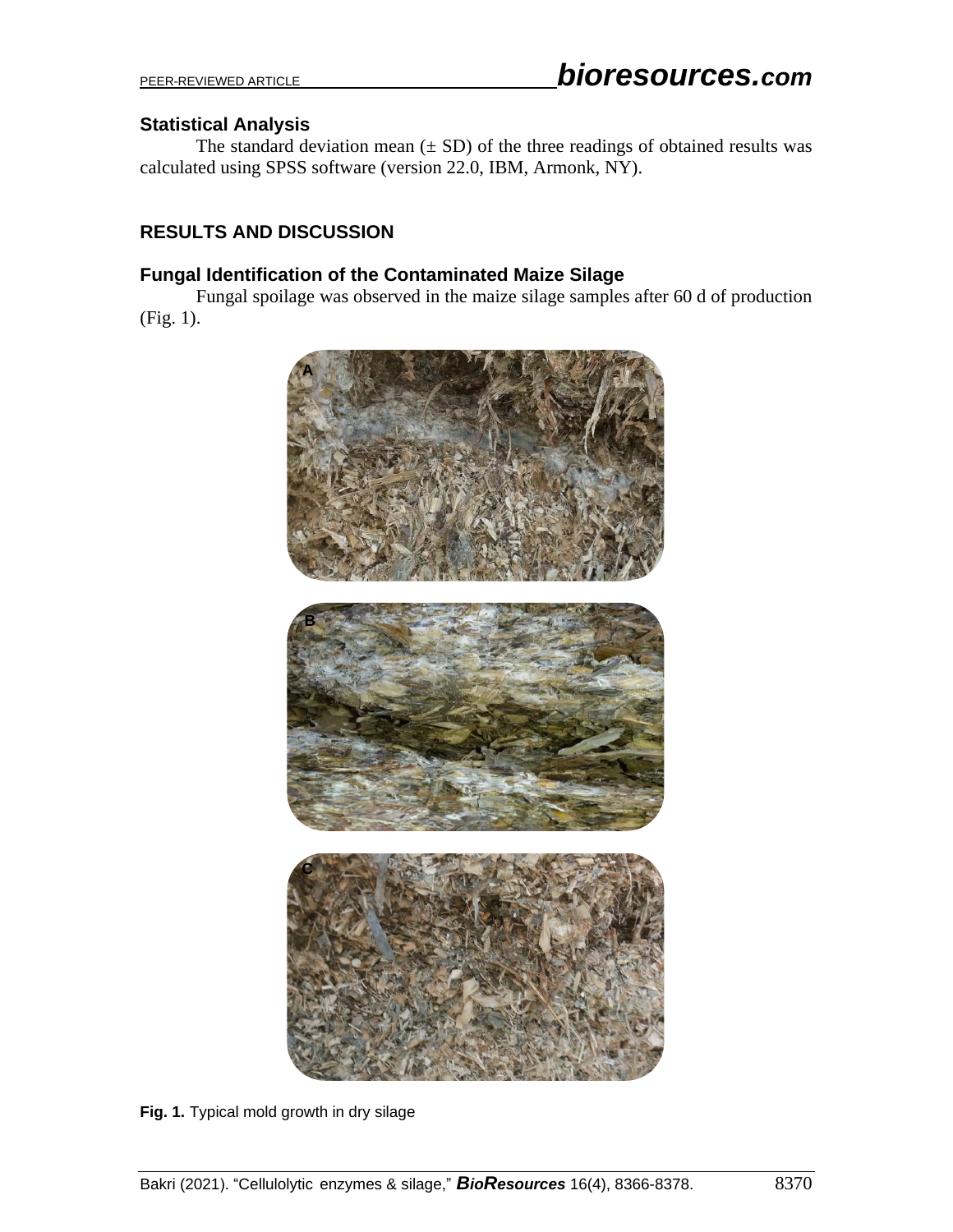### Statistical Analysis

The standard deviation mean (± SD) of the three readings of obtained results was calculated using SPSS software (version 22.0, IBM, Armonk, NY).

## RESULTS AND DISCUSSION

### Fungal Identification of the Contaminated Maize Silage

Fungal spoilage was observed in the maize silage samples after 60 d of production (Fig. 1).

**Fig. 1.** Typical mold growth in dry silage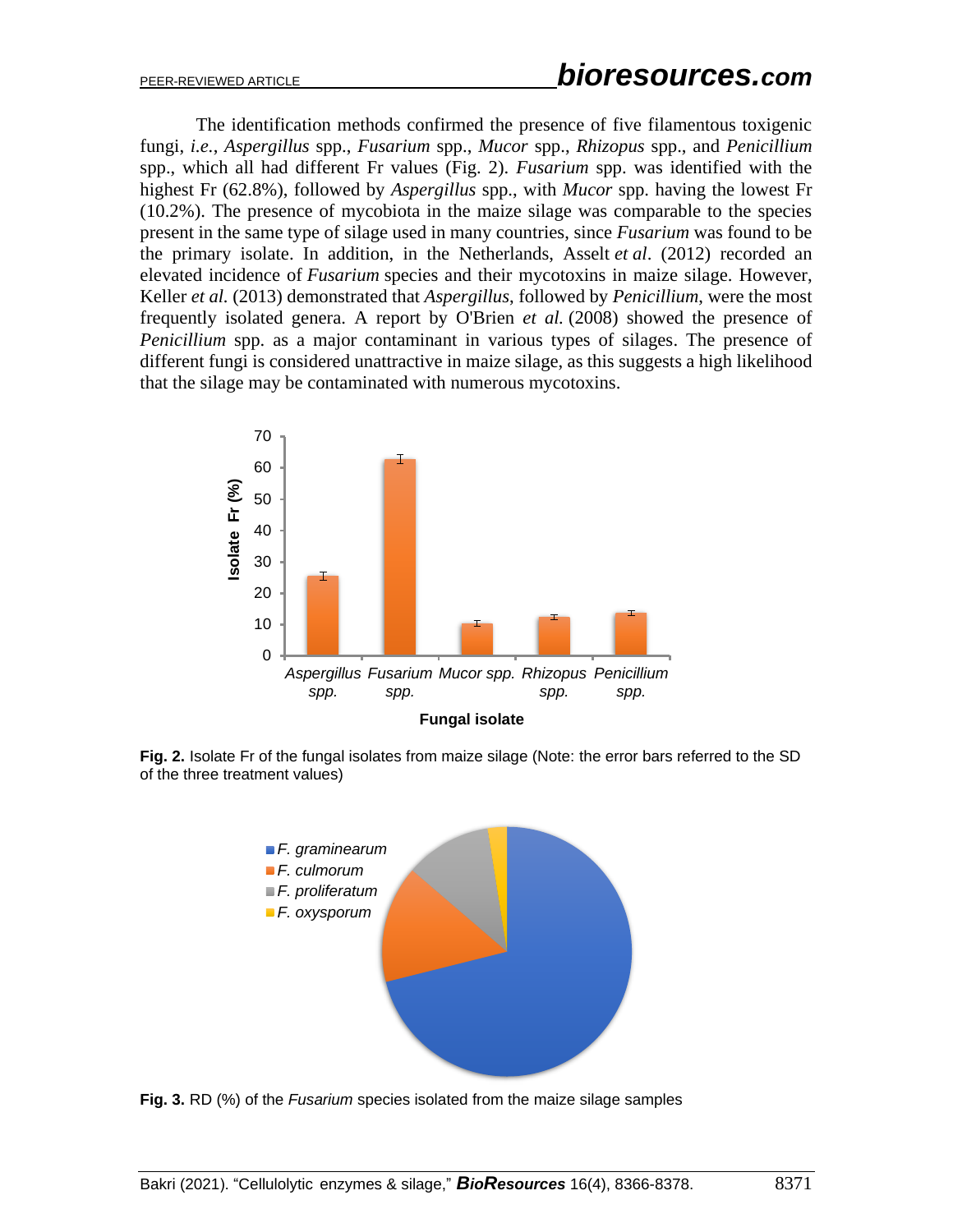The identification methods confirmed the presence of five filamentous toxigenic fungi, *i.e.*, *Aspergillus* spp., *Fusarium* spp., *Mucor* spp., *Rhizopus* spp., and *Penicillium* spp., which all had different Fr values (Fig. 2). *Fusarium* spp. was identified with the highest Fr (62.8%), followed by *Aspergillus* spp., with *Mucor* spp. having the lowest Fr (10.2%). The presence of mycobiota in the maize silage was comparable to the species present in the same type of silage used in many countries, since *Fusarium* was found to be the primary isolate. In addition, in the Netherlands, Asselt *et al*. (2012) recorded an elevated incidence of *Fusarium* species and their mycotoxins in maize silage. However, Keller *et al.* (2013) demonstrated that *Aspergillus*, followed by *Penicillium*, were the most frequently isolated genera. A report by O'Brien *et al.* (2008) showed the presence of *Penicillium* spp. as a major contaminant in various types of silages. The presence of different fungi is considered unattractive in maize silage, as this suggests a high likelihood that the silage may be contaminated with numerous mycotoxins.

**Fig. 2.** Isolate Fr of the fungal isolates from maize silage (Note: the error bars referred to the SD of the three treatment values)

**Fig. 3.** RD (%) of the *Fusarium* species isolated from the maize silage samples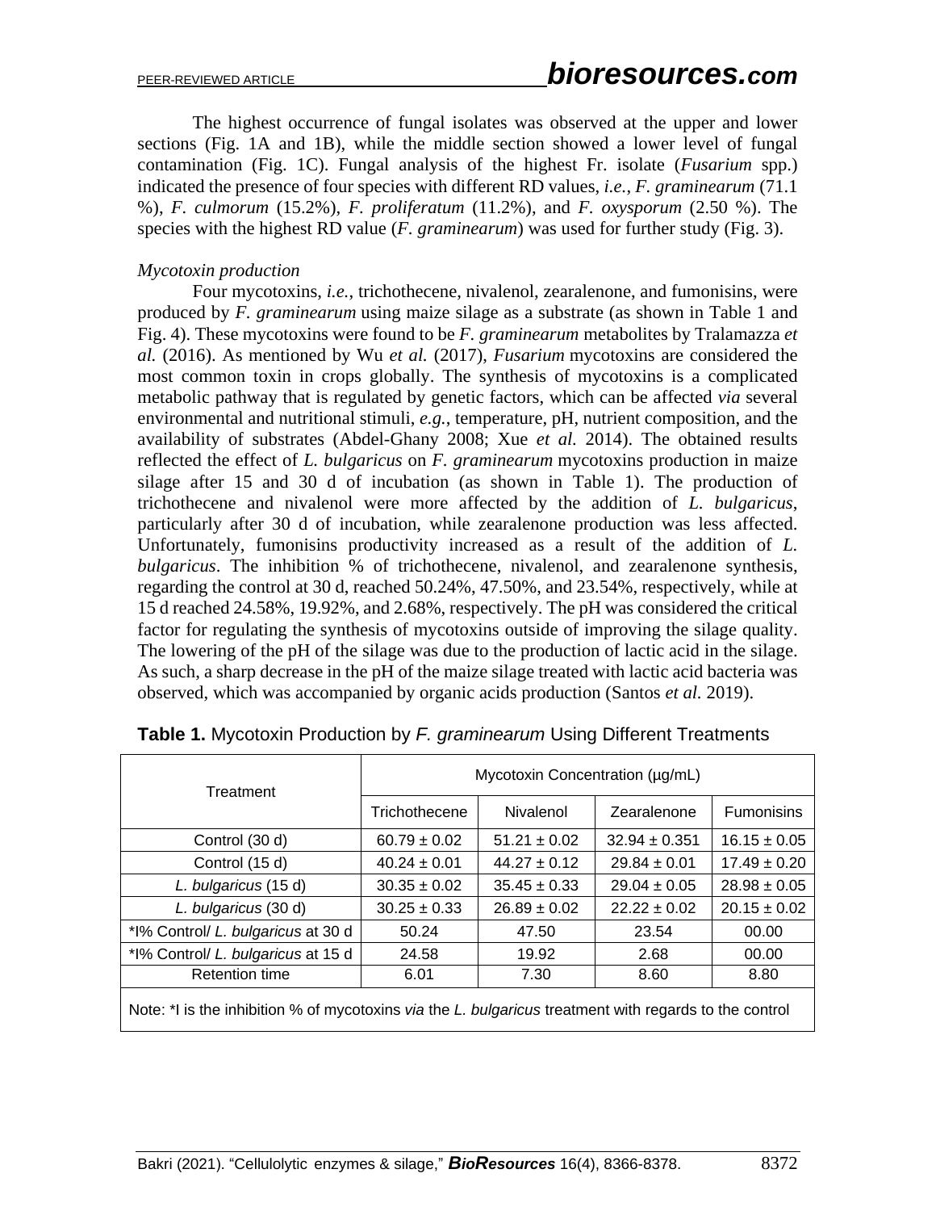The highest occurrence of fungal isolates was observed at the upper and lower sections (Fig. 1A and 1B), while the middle section showed a lower level of fungal contamination (Fig. 1C). Fungal analysis of the highest Fr. isolate (*Fusarium* spp.) indicated the presence of four species with different RD values, *i.e.*, *F. graminearum* (71.1 %), *F. culmorum* (15.2%), *F. proliferatum* (11.2%), and *F. oxysporum* (2.50 %). The species with the highest RD value (*F. graminearum*) was used for further study (Fig. 3).

*Mycotoxin production*

Four mycotoxins, *i.e.*, trichothecene, nivalenol, zearalenone, and fumonisins, were produced by *F. graminearum* using maize silage as a substrate (as shown in Table 1 and Fig. 4). These mycotoxins were found to be *F. graminearum* metabolites by Tralamazza *et al.* (2016). As mentioned by Wu *et al.* (2017), *Fusarium* mycotoxins are considered the most common toxin in crops globally. The synthesis of mycotoxins is a complicated metabolic pathway that is regulated by genetic factors, which can be affected *via* several environmental and nutritional stimuli, *e.g.*, temperature, pH, nutrient composition, and the availability of substrates (Abdel-Ghany 2008; Xue *et al.* 2014). The obtained results reflected the effect of *L. bulgaricus* on *F. graminearum* mycotoxins production in maize silage after 15 and 30 d of incubation (as shown in Table 1). The production of trichothecene and nivalenol were more affected by the addition of *L. bulgaricus*, particularly after 30 d of incubation, while zearalenone production was less affected. Unfortunately, fumonisins productivity increased as a result of the addition of *L. bulgaricus*. The inhibition % of trichothecene, nivalenol, and zearalenone synthesis, regarding the control at 30 d, reached 50.24%, 47.50%, and 23.54%, respectively, while at 15 d reached 24.58%, 19.92%, and 2.68%, respectively. The pH was considered the critical factor for regulating the synthesis of mycotoxins outside of improving the silage quality. The lowering of the pH of the silage was due to the production of lactic acid in the silage. As such, a sharp decrease in the pH of the maize silage treated with lactic acid bacteria was observed, which was accompanied by organic acids production (Santos *et al.* 2019).

**Table 1.** Mycotoxin Production by *F. graminearum* Using Different Treatments

| Treatment | Mycotoxin Concentration (µg/mL) | | | |
|---|---|---|---|---|
| | Trichothecene | Nivalenol | Zearalenone | Fumonisins |
| Control (30 d) | 60.79 ± 0.02 | 51.21 ± 0.02 | 32.94 ± 0.351 | 16.15 ± 0.05 |
| Control (15 d) | 40.24 ± 0.01 | 44.27 ± 0.12 | 29.84 ± 0.01 | 17.49 ± 0.20 |
| *L. bulgaricus* (15 d) | 30.35 ± 0.02 | 35.45 ± 0.33 | 29.04 ± 0.05 | 28.98 ± 0.05 |
| *L. bulgaricus* (30 d) | 30.25 ± 0.33 | 26.89 ± 0.02 | 22.22 ± 0.02 | 20.15 ± 0.02 |
| *I% Control/ *L. bulgaricus* at 30 d | 50.24 | 47.50 | 23.54 | 00.00 |
| *I% Control/ *L. bulgaricus* at 15 d | 24.58 | 19.92 | 2.68 | 00.00 |
| Retention time | 6.01 | 7.30 | 8.60 | 8.80 |

Note: *I is the inhibition % of mycotoxins *via* the *L. bulgaricus* treatment with regards to the control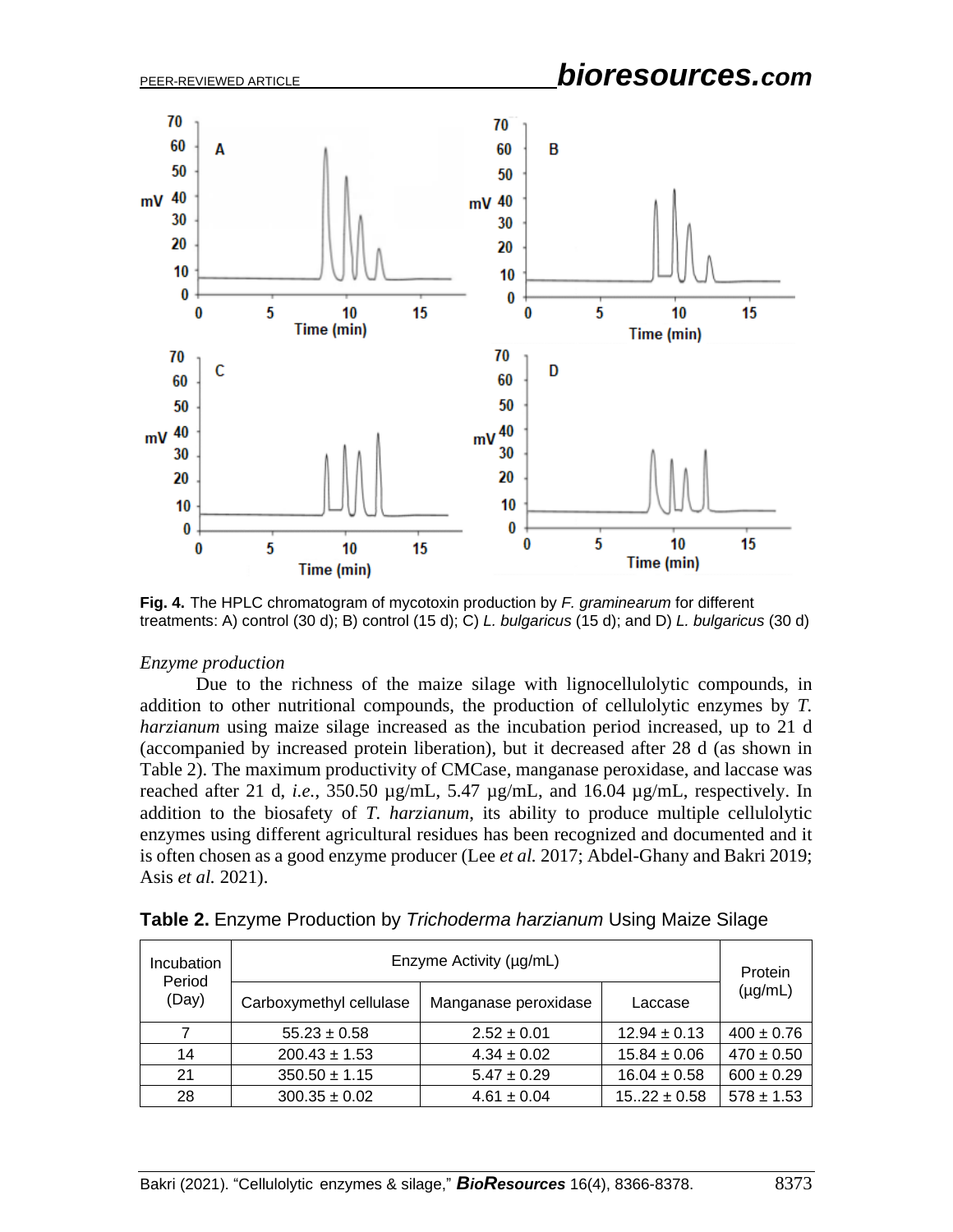Fig. 4. The HPLC chromatogram of mycotoxin production by *F. graminearum* for different treatments: A) control (30 d); B) control (15 d); C) *L. bulgaricus* (15 d); and D) *L. bulgaricus* (30 d)

*Enzyme production*

Due to the richness of the maize silage with lignocellulolytic compounds, in addition to other nutritional compounds, the production of cellulolytic enzymes by *T. harzianum* using maize silage increased as the incubation period increased, up to 21 d (accompanied by increased protein liberation), but it decreased after 28 d (as shown in Table 2). The maximum productivity of CMCase, manganase peroxidase, and laccase was reached after 21 d, *i.e.*, 350.50 µg/mL, 5.47 µg/mL, and 16.04 µg/mL, respectively. In addition to the biosafety of *T. harzianum*, its ability to produce multiple cellulolytic enzymes using different agricultural residues has been recognized and documented and it is often chosen as a good enzyme producer (Lee *et al.* 2017; Abdel-Ghany and Bakri 2019; Asis *et al.* 2021).

**Table 2.** Enzyme Production by *Trichoderma harzianum* Using Maize Silage

| Incubation Period (Day) | Enzyme Activity (µg/mL) | | | Protein (µg/mL) |
|---|---|---|---|---|
| | Carboxymethyl cellulase | Manganase peroxidase | Laccase | |
| 7 | 55.23 ± 0.58 | 2.52 ± 0.01 | 12.94 ± 0.13 | 400 ± 0.76 |
| 14 | 200.43 ± 1.53 | 4.34 ± 0.02 | 15.84 ± 0.06 | 470 ± 0.50 |
| 21 | 350.50 ± 1.15 | 5.47 ± 0.29 | 16.04 ± 0.58 | 600 ± 0.29 |
| 28 | 300.35 ± 0.02 | 4.61 ± 0.04 | 15..22 ± 0.58 | 578 ± 1.53 |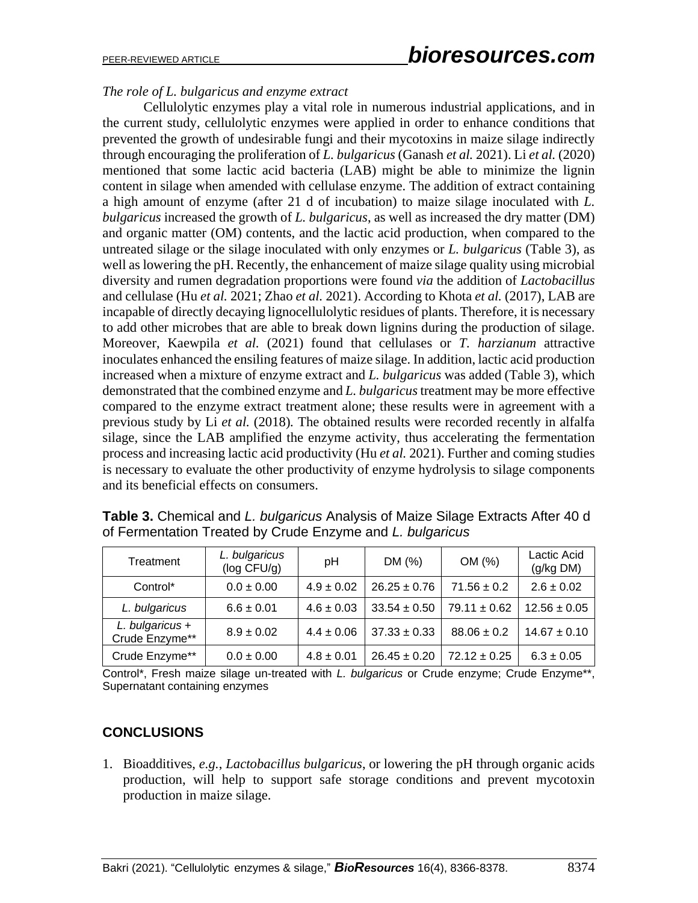*The role of L. bulgaricus and enzyme extract*

Cellulolytic enzymes play a vital role in numerous industrial applications, and in the current study, cellulolytic enzymes were applied in order to enhance conditions that prevented the growth of undesirable fungi and their mycotoxins in maize silage indirectly through encouraging the proliferation of *L. bulgaricus* (Ganash *et al.* 2021). Li *et al.* (2020) mentioned that some lactic acid bacteria (LAB) might be able to minimize the lignin content in silage when amended with cellulase enzyme. The addition of extract containing a high amount of enzyme (after 21 d of incubation) to maize silage inoculated with *L. bulgaricus* increased the growth of *L. bulgaricus*, as well as increased the dry matter (DM) and organic matter (OM) contents, and the lactic acid production, when compared to the untreated silage or the silage inoculated with only enzymes or *L. bulgaricus* (Table 3), as well as lowering the pH. Recently, the enhancement of maize silage quality using microbial diversity and rumen degradation proportions were found *via* the addition of *Lactobacillus* and cellulase (Hu *et al.* 2021; Zhao *et al.* 2021). According to Khota *et al.* (2017), LAB are incapable of directly decaying lignocellulolytic residues of plants. Therefore, it is necessary to add other microbes that are able to break down lignins during the production of silage. Moreover, Kaewpila *et al.* (2021) found that cellulases or *T. harzianum* attractive inoculates enhanced the ensiling features of maize silage. In addition, lactic acid production increased when a mixture of enzyme extract and *L. bulgaricus* was added (Table 3), which demonstrated that the combined enzyme and *L. bulgaricus* treatment may be more effective compared to the enzyme extract treatment alone; these results were in agreement with a previous study by Li *et al.* (2018). The obtained results were recorded recently in alfalfa silage, since the LAB amplified the enzyme activity, thus accelerating the fermentation process and increasing lactic acid productivity (Hu *et al.* 2021). Further and coming studies is necessary to evaluate the other productivity of enzyme hydrolysis to silage components and its beneficial effects on consumers.

**Table 3.** Chemical and *L. bulgaricus* Analysis of Maize Silage Extracts After 40 d of Fermentation Treated by Crude Enzyme and *L. bulgaricus*

| Treatment | *L. bulgaricus* (log CFU/g) | pH | DM (%) | OM (%) | Lactic Acid (g/kg DM) |
|---|---|---|---|---|---|
| Control* | 0.0 ± 0.00 | 4.9 ± 0.02 | 26.25 ± 0.76 | 71.56 ± 0.2 | 2.6 ± 0.02 |
| *L. bulgaricus* | 6.6 ± 0.01 | 4.6 ± 0.03 | 33.54 ± 0.50 | 79.11 ± 0.62 | 12.56 ± 0.05 |
| *L. bulgaricus* + Crude Enzyme** | 8.9 ± 0.02 | 4.4 ± 0.06 | 37.33 ± 0.33 | 88.06 ± 0.2 | 14.67 ± 0.10 |
| Crude Enzyme** | 0.0 ± 0.00 | 4.8 ± 0.01 | 26.45 ± 0.20 | 72.12 ± 0.25 | 6.3 ± 0.05 |

Control*, Fresh maize silage un-treated with *L. bulgaricus* or Crude enzyme; Crude Enzyme**, Supernatant containing enzymes

## CONCLUSIONS

1. Bioadditives, *e.g.*, *Lactobacillus bulgaricus*, or lowering the pH through organic acids production, will help to support safe storage conditions and prevent mycotoxin production in maize silage.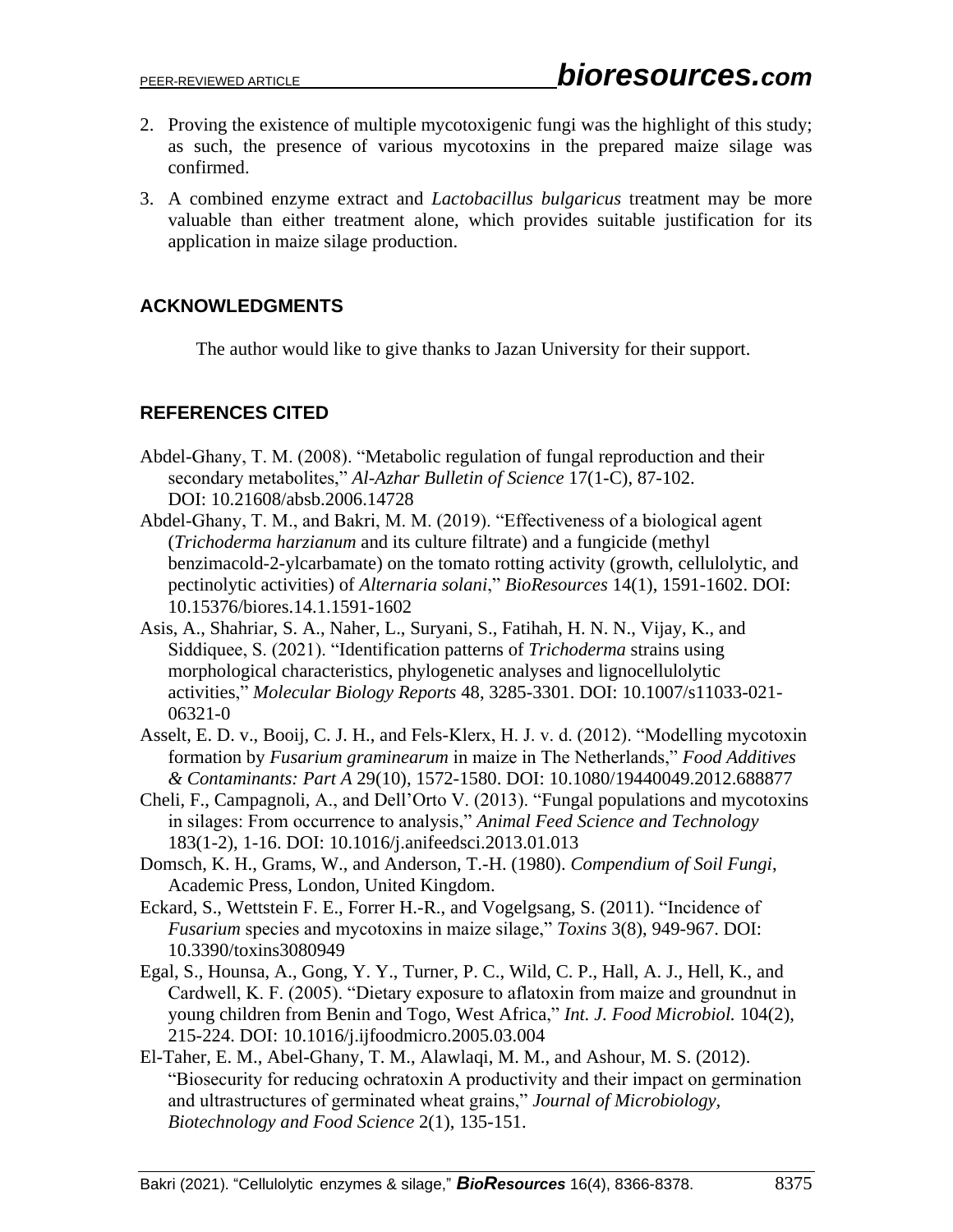2. Proving the existence of multiple mycotoxigenic fungi was the highlight of this study; as such, the presence of various mycotoxins in the prepared maize silage was confirmed.
3. A combined enzyme extract and *Lactobacillus bulgaricus* treatment may be more valuable than either treatment alone, which provides suitable justification for its application in maize silage production.

## ACKNOWLEDGMENTS

The author would like to give thanks to Jazan University for their support.

## REFERENCES CITED

Abdel-Ghany, T. M. (2008). "Metabolic regulation of fungal reproduction and their secondary metabolites," *Al-Azhar Bulletin of Science* 17(1-C), 87-102. DOI: 10.21608/absb.2006.14728

Abdel-Ghany, T. M., and Bakri, M. M. (2019). "Effectiveness of a biological agent (*Trichoderma harzianum* and its culture filtrate) and a fungicide (methyl benzimacold-2-ylcarbamate) on the tomato rotting activity (growth, cellulolytic, and pectinolytic activities) of *Alternaria solani*," *BioResources* 14(1), 1591-1602. DOI: 10.15376/biores.14.1.1591-1602

Asis, A., Shahriar, S. A., Naher, L., Suryani, S., Fatihah, H. N. N., Vijay, K., and Siddiquee, S. (2021). "Identification patterns of *Trichoderma* strains using morphological characteristics, phylogenetic analyses and lignocellulolytic activities," *Molecular Biology Reports* 48, 3285-3301. DOI: 10.1007/s11033-021-06321-0

Asselt, E. D. v., Booij, C. J. H., and Fels-Klerx, H. J. v. d. (2012). "Modelling mycotoxin formation by *Fusarium graminearum* in maize in The Netherlands," *Food Additives & Contaminants: Part A* 29(10), 1572-1580. DOI: 10.1080/19440049.2012.688877

Cheli, F., Campagnoli, A., and Dell'Orto V. (2013). "Fungal populations and mycotoxins in silages: From occurrence to analysis," *Animal Feed Science and Technology* 183(1-2), 1-16. DOI: 10.1016/j.anifeedsci.2013.01.013

Domsch, K. H., Grams, W., and Anderson, T.-H. (1980). *Compendium of Soil Fungi*, Academic Press, London, United Kingdom.

Eckard, S., Wettstein F. E., Forrer H.-R., and Vogelgsang, S. (2011). "Incidence of *Fusarium* species and mycotoxins in maize silage," *Toxins* 3(8), 949-967. DOI: 10.3390/toxins3080949

Egal, S., Hounsa, A., Gong, Y. Y., Turner, P. C., Wild, C. P., Hall, A. J., Hell, K., and Cardwell, K. F. (2005). "Dietary exposure to aflatoxin from maize and groundnut in young children from Benin and Togo, West Africa," *Int. J. Food Microbiol.* 104(2), 215-224. DOI: 10.1016/j.ijfoodmicro.2005.03.004

El-Taher, E. M., Abel-Ghany, T. M., Alawlaqi, M. M., and Ashour, M. S. (2012). "Biosecurity for reducing ochratoxin A productivity and their impact on germination and ultrastructures of germinated wheat grains," *Journal of Microbiology, Biotechnology and Food Science* 2(1), 135-151.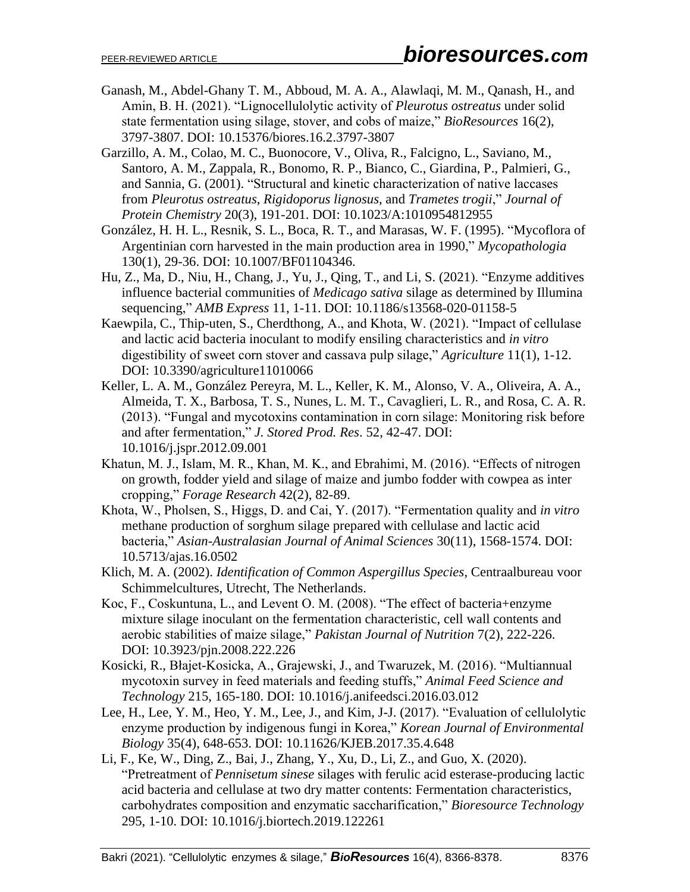Ganash, M., Abdel-Ghany T. M., Abboud, M. A. A., Alawlaqi, M. M., Qanash, H., and Amin, B. H. (2021). "Lignocellulolytic activity of *Pleurotus ostreatus* under solid state fermentation using silage, stover, and cobs of maize," *BioResources* 16(2), 3797-3807. DOI: 10.15376/biores.16.2.3797-3807

Garzillo, A. M., Colao, M. C., Buonocore, V., Oliva, R., Falcigno, L., Saviano, M., Santoro, A. M., Zappala, R., Bonomo, R. P., Bianco, C., Giardina, P., Palmieri, G., and Sannia, G. (2001). "Structural and kinetic characterization of native laccases from *Pleurotus ostreatus*, *Rigidoporus lignosus*, and *Trametes trogii*," *Journal of Protein Chemistry* 20(3), 191-201. DOI: 10.1023/A:1010954812955

González, H. H. L., Resnik, S. L., Boca, R. T., and Marasas, W. F. (1995). "Mycoflora of Argentinian corn harvested in the main production area in 1990," *Mycopathologia* 130(1), 29-36. DOI: 10.1007/BF01104346.

Hu, Z., Ma, D., Niu, H., Chang, J., Yu, J., Qing, T., and Li, S. (2021). "Enzyme additives influence bacterial communities of *Medicago sativa* silage as determined by Illumina sequencing," *AMB Express* 11, 1-11. DOI: 10.1186/s13568-020-01158-5

Kaewpila, C., Thip-uten, S., Cherdthong, A., and Khota, W. (2021). "Impact of cellulase and lactic acid bacteria inoculant to modify ensiling characteristics and *in vitro* digestibility of sweet corn stover and cassava pulp silage," *Agriculture* 11(1), 1-12. DOI: 10.3390/agriculture11010066

Keller, L. A. M., González Pereyra, M. L., Keller, K. M., Alonso, V. A., Oliveira, A. A., Almeida, T. X., Barbosa, T. S., Nunes, L. M. T., Cavaglieri, L. R., and Rosa, C. A. R. (2013). "Fungal and mycotoxins contamination in corn silage: Monitoring risk before and after fermentation," *J. Stored Prod. Res*. 52, 42-47. DOI: 10.1016/j.jspr.2012.09.001

Khatun, M. J., Islam, M. R., Khan, M. K., and Ebrahimi, M. (2016). "Effects of nitrogen on growth, fodder yield and silage of maize and jumbo fodder with cowpea as inter cropping," *Forage Research* 42(2), 82-89.

Khota, W., Pholsen, S., Higgs, D. and Cai, Y. (2017). "Fermentation quality and *in vitro* methane production of sorghum silage prepared with cellulase and lactic acid bacteria," *Asian-Australasian Journal of Animal Sciences* 30(11), 1568-1574. DOI: 10.5713/ajas.16.0502

Klich, M. A. (2002). *Identification of Common Aspergillus Species*, Centraalbureau voor Schimmelcultures, Utrecht, The Netherlands.

Koc, F., Coskuntuna, L., and Levent O. M. (2008). "The effect of bacteria+enzyme mixture silage inoculant on the fermentation characteristic, cell wall contents and aerobic stabilities of maize silage," *Pakistan Journal of Nutrition* 7(2), 222-226. DOI: 10.3923/pjn.2008.222.226

Kosicki, R., Błajet-Kosicka, A., Grajewski, J., and Twaruzek, M. (2016). "Multiannual mycotoxin survey in feed materials and feeding stuffs," *Animal Feed Science and Technology* 215, 165-180. DOI: 10.1016/j.anifeedsci.2016.03.012

Lee, H., Lee, Y. M., Heo, Y. M., Lee, J., and Kim, J-J. (2017). "Evaluation of cellulolytic enzyme production by indigenous fungi in Korea," *Korean Journal of Environmental Biology* 35(4), 648-653. DOI: 10.11626/KJEB.2017.35.4.648

Li, F., Ke, W., Ding, Z., Bai, J., Zhang, Y., Xu, D., Li, Z., and Guo, X. (2020). "Pretreatment of *Pennisetum sinese* silages with ferulic acid esterase-producing lactic acid bacteria and cellulase at two dry matter contents: Fermentation characteristics, carbohydrates composition and enzymatic saccharification," *Bioresource Technology* 295, 1-10. DOI: 10.1016/j.biortech.2019.122261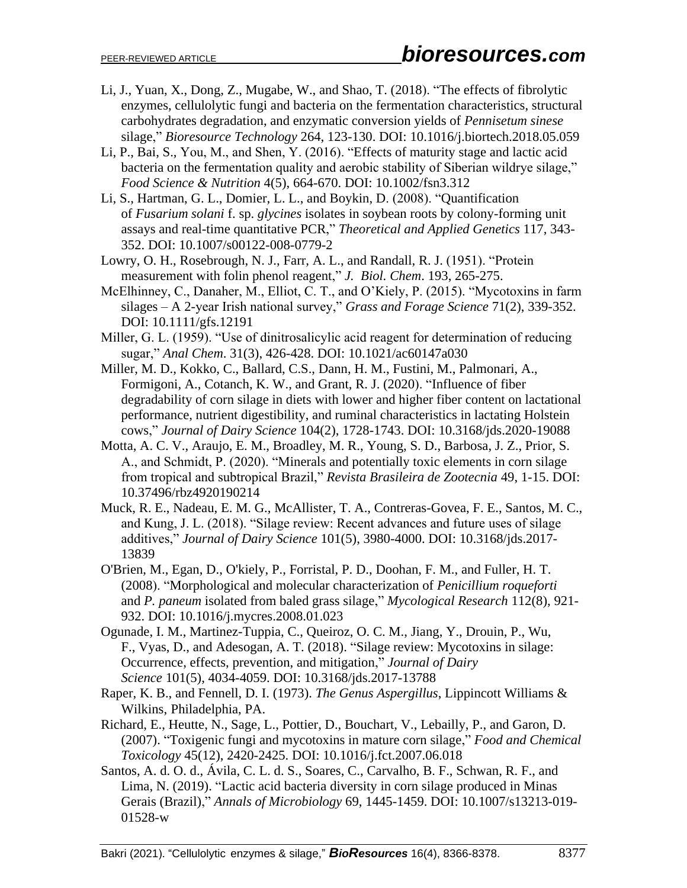Li, J., Yuan, X., Dong, Z., Mugabe, W., and Shao, T. (2018). "The effects of fibrolytic enzymes, cellulolytic fungi and bacteria on the fermentation characteristics, structural carbohydrates degradation, and enzymatic conversion yields of *Pennisetum sinese* silage," *Bioresource Technology* 264, 123-130. DOI: 10.1016/j.biortech.2018.05.059

Li, P., Bai, S., You, M., and Shen, Y. (2016). "Effects of maturity stage and lactic acid bacteria on the fermentation quality and aerobic stability of Siberian wildrye silage," *Food Science & Nutrition* 4(5), 664-670. DOI: 10.1002/fsn3.312

Li, S., Hartman, G. L., Domier, L. L., and Boykin, D. (2008). "Quantification of *Fusarium solani* f. sp. *glycines* isolates in soybean roots by colony-forming unit assays and real-time quantitative PCR," *Theoretical and Applied Genetics* 117, 343-352. DOI: 10.1007/s00122-008-0779-2

Lowry, O. H., Rosebrough, N. J., Farr, A. L., and Randall, R. J. (1951). "Protein measurement with folin phenol reagent," *J. Biol. Chem*. 193, 265-275.

McElhinney, C., Danaher, M., Elliot, C. T., and O'Kiely, P. (2015). "Mycotoxins in farm silages – A 2-year Irish national survey," *Grass and Forage Science* 71(2), 339-352. DOI: 10.1111/gfs.12191

Miller, G. L. (1959). "Use of dinitrosalicylic acid reagent for determination of reducing sugar," *Anal Chem*. 31(3), 426-428. DOI: 10.1021/ac60147a030

Miller, M. D., Kokko, C., Ballard, C.S., Dann, H. M., Fustini, M., Palmonari, A., Formigoni, A., Cotanch, K. W., and Grant, R. J. (2020). "Influence of fiber degradability of corn silage in diets with lower and higher fiber content on lactational performance, nutrient digestibility, and ruminal characteristics in lactating Holstein cows," *Journal of Dairy Science* 104(2), 1728-1743. DOI: 10.3168/jds.2020-19088

Motta, A. C. V., Araujo, E. M., Broadley, M. R., Young, S. D., Barbosa, J. Z., Prior, S. A., and Schmidt, P. (2020). "Minerals and potentially toxic elements in corn silage from tropical and subtropical Brazil," *Revista Brasileira de Zootecnia* 49, 1-15. DOI: 10.37496/rbz4920190214

Muck, R. E., Nadeau, E. M. G., McAllister, T. A., Contreras-Govea, F. E., Santos, M. C., and Kung, J. L. (2018). "Silage review: Recent advances and future uses of silage additives," *Journal of Dairy Science* 101(5), 3980-4000. DOI: 10.3168/jds.2017-13839

O'Brien, M., Egan, D., O'kiely, P., Forristal, P. D., Doohan, F. M., and Fuller, H. T. (2008). "Morphological and molecular characterization of *Penicillium roqueforti* and *P. paneum* isolated from baled grass silage," *Mycological Research* 112(8), 921-932. DOI: 10.1016/j.mycres.2008.01.023

Ogunade, I. M., Martinez-Tuppia, C., Queiroz, O. C. M., Jiang, Y., Drouin, P., Wu, F., Vyas, D., and Adesogan, A. T. (2018). "Silage review: Mycotoxins in silage: Occurrence, effects, prevention, and mitigation," *Journal of Dairy Science* 101(5), 4034-4059. DOI: 10.3168/jds.2017-13788

Raper, K. B., and Fennell, D. I. (1973). *The Genus Aspergillus*, Lippincott Williams & Wilkins, Philadelphia, PA.

Richard, E., Heutte, N., Sage, L., Pottier, D., Bouchart, V., Lebailly, P., and Garon, D. (2007). "Toxigenic fungi and mycotoxins in mature corn silage," *Food and Chemical Toxicology* 45(12), 2420-2425. DOI: 10.1016/j.fct.2007.06.018

Santos, A. d. O. d., Ávila, C. L. d. S., Soares, C., Carvalho, B. F., Schwan, R. F., and Lima, N. (2019). "Lactic acid bacteria diversity in corn silage produced in Minas Gerais (Brazil)," *Annals of Microbiology* 69, 1445-1459. DOI: 10.1007/s13213-019-01528-w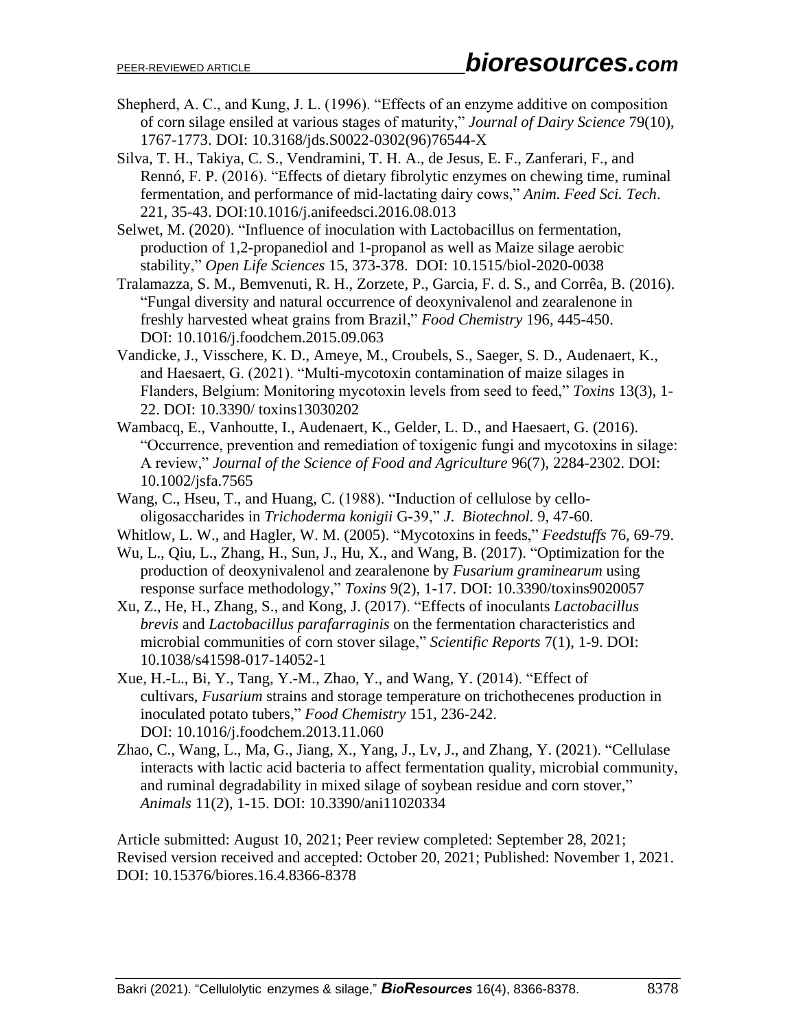Shepherd, A. C., and Kung, J. L. (1996). "Effects of an enzyme additive on composition of corn silage ensiled at various stages of maturity," *Journal of Dairy Science* 79(10), 1767-1773. DOI: 10.3168/jds.S0022-0302(96)76544-X

Silva, T. H., Takiya, C. S., Vendramini, T. H. A., de Jesus, E. F., Zanferari, F., and Rennó, F. P. (2016). "Effects of dietary fibrolytic enzymes on chewing time, ruminal fermentation, and performance of mid-lactating dairy cows," *Anim. Feed Sci. Tech*. 221, 35-43. DOI:10.1016/j.anifeedsci.2016.08.013

Selwet, M. (2020). "Influence of inoculation with Lactobacillus on fermentation, production of 1,2-propanediol and 1-propanol as well as Maize silage aerobic stability," *Open Life Sciences* 15, 373-378. DOI: 10.1515/biol-2020-0038

Tralamazza, S. M., Bemvenuti, R. H., Zorzete, P., Garcia, F. d. S., and Corrêa, B. (2016). "Fungal diversity and natural occurrence of deoxynivalenol and zearalenone in freshly harvested wheat grains from Brazil," *Food Chemistry* 196, 445-450. DOI: 10.1016/j.foodchem.2015.09.063

Vandicke, J., Visschere, K. D., Ameye, M., Croubels, S., Saeger, S. D., Audenaert, K., and Haesaert, G. (2021). "Multi-mycotoxin contamination of maize silages in Flanders, Belgium: Monitoring mycotoxin levels from seed to feed," *Toxins* 13(3), 1-22. DOI: 10.3390/ toxins13030202

Wambacq, E., Vanhoutte, I., Audenaert, K., Gelder, L. D., and Haesaert, G. (2016). "Occurrence, prevention and remediation of toxigenic fungi and mycotoxins in silage: A review," *Journal of the Science of Food and Agriculture* 96(7), 2284-2302. DOI: 10.1002/jsfa.7565

Wang, C., Hseu, T., and Huang, C. (1988). "Induction of cellulose by cello-oligosaccharides in *Trichoderma konigii* G-39," *J. Biotechnol.* 9, 47-60.

Whitlow, L. W., and Hagler, W. M. (2005). "Mycotoxins in feeds," *Feedstuffs* 76, 69-79.

Wu, L., Qiu, L., Zhang, H., Sun, J., Hu, X., and Wang, B. (2017). "Optimization for the production of deoxynivalenol and zearalenone by *Fusarium graminearum* using response surface methodology," *Toxins* 9(2), 1-17. DOI: 10.3390/toxins9020057

Xu, Z., He, H., Zhang, S., and Kong, J. (2017). "Effects of inoculants *Lactobacillus brevis* and *Lactobacillus parafarraginis* on the fermentation characteristics and microbial communities of corn stover silage," *Scientific Reports* 7(1), 1-9. DOI: 10.1038/s41598-017-14052-1

Xue, H.-L., Bi, Y., Tang, Y.-M., Zhao, Y., and Wang, Y. (2014). "Effect of cultivars, *Fusarium* strains and storage temperature on trichothecenes production in inoculated potato tubers," *Food Chemistry* 151, 236-242. DOI: 10.1016/j.foodchem.2013.11.060

Zhao, C., Wang, L., Ma, G., Jiang, X., Yang, J., Lv, J., and Zhang, Y. (2021). "Cellulase interacts with lactic acid bacteria to affect fermentation quality, microbial community, and ruminal degradability in mixed silage of soybean residue and corn stover," *Animals* 11(2), 1-15. DOI: 10.3390/ani11020334

Article submitted: August 10, 2021; Peer review completed: September 28, 2021; Revised version received and accepted: October 20, 2021; Published: November 1, 2021. DOI: 10.15376/biores.16.4.8366-8378